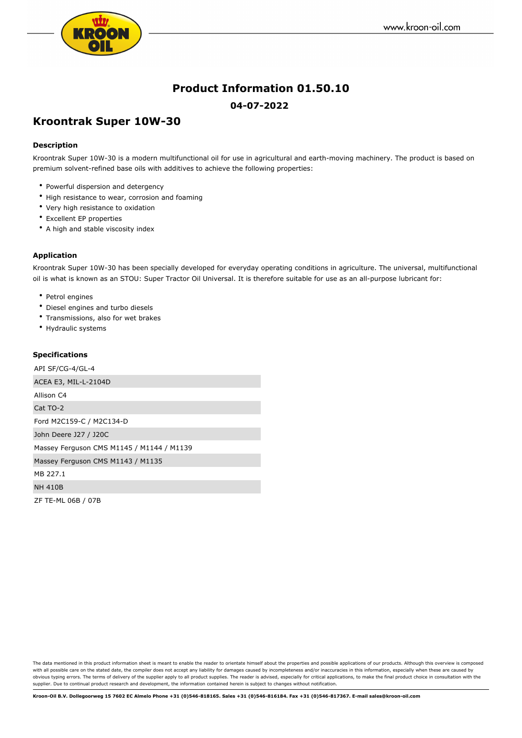# Product Information 01.50.10

**04-07-2022**

## Kroontrak Super 10W-30

### Description

Kroontrak Super 10W-30 is a modern multifunctional oil for use in agricultural and earth-moving machinery. The product is based on premium solvent-refined base oils with additives to achieve the following properties:

- Powerful dispersion and detergency
- High resistance to wear, corrosion and foaming
- Very high resistance to oxidation
- Excellent EP properties
- A high and stable viscosity index

### Application

Kroontrak Super 10W-30 has been specially developed for everyday operating conditions in agriculture. The universal, multifunctional oil is what is known as an STOU: Super Tractor Oil Universal. It is therefore suitable for use as an all-purpose lubricant for:

- Petrol engines
- Diesel engines and turbo diesels
- Transmissions, also for wet brakes
- Hydraulic systems

### Specifications

| |
|---|
| API SF/CG-4/GL-4 |
| ACEA E3, MIL-L-2104D |
| Allison C4 |
| Cat TO-2 |
| Ford M2C159-C / M2C134-D |
| John Deere J27 / J20C |
| Massey Ferguson CMS M1145 / M1144 / M1139 |
| Massey Ferguson CMS M1143 / M1135 |
| MB 227.1 |
| NH 410B |
| ZF TE-ML 06B / 07B |

The data mentioned in this product information sheet is meant to enable the reader to orientate himself about the properties and possible applications of our products. Although this overview is composed with all possible care on the stated date, the compiler does not accept any liability for damages caused by incompleteness and/or inaccuracies in this information, especially when these are caused by obvious typing errors. The terms of delivery of the supplier apply to all product supplies. The reader is advised, especially for critical applications, to make the final product choice in consultation with the supplier. Due to continual product research and development, the information contained herein is subject to changes without notification.

**Kroon-Oil B.V. Dollegoorweg 15 7602 EC Almelo Phone +31 (0)546-818165. Sales +31 (0)546-816184. Fax +31 (0)546-817367. E-mail sales@kroon-oil.com**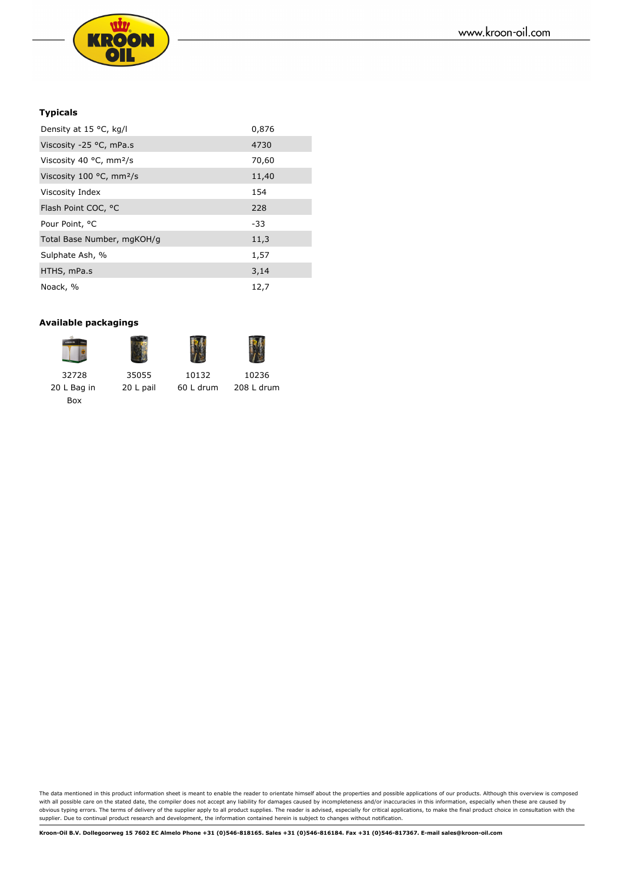### Typicals

| | |
|---|---|
| Density at 15 °C, kg/l | 0,876 |
| Viscosity -25 °C, mPa.s | 4730 |
| Viscosity 40 °C, mm²/s | 70,60 |
| Viscosity 100 °C, mm²/s | 11,40 |
| Viscosity Index | 154 |
| Flash Point COC, °C | 228 |
| Pour Point, °C | -33 |
| Total Base Number, mgKOH/g | 11,3 |
| Sulphate Ash, % | 1,57 |
| HTHS, mPa.s | 3,14 |
| Noack, % | 12,7 |

### Available packagings

| | | | |
|---|---|---|---|
| 32728 | 35055 | 10132 | 10236 |
| 20 L Bag in Box | 20 L pail | 60 L drum | 208 L drum |

The data mentioned in this product information sheet is meant to enable the reader to orientate himself about the properties and possible applications of our products. Although this overview is composed with all possible care on the stated date, the compiler does not accept any liability for damages caused by incompleteness and/or inaccuracies in this information, especially when these are caused by obvious typing errors. The terms of delivery of the supplier apply to all product supplies. The reader is advised, especially for critical applications, to make the final product choice in consultation with the supplier. Due to continual product research and development, the information contained herein is subject to changes without notification.

**Kroon-Oil B.V. Dollegoorweg 15 7602 EC Almelo Phone +31 (0)546-818165. Sales +31 (0)546-816184. Fax +31 (0)546-817367. E-mail sales@kroon-oil.com**